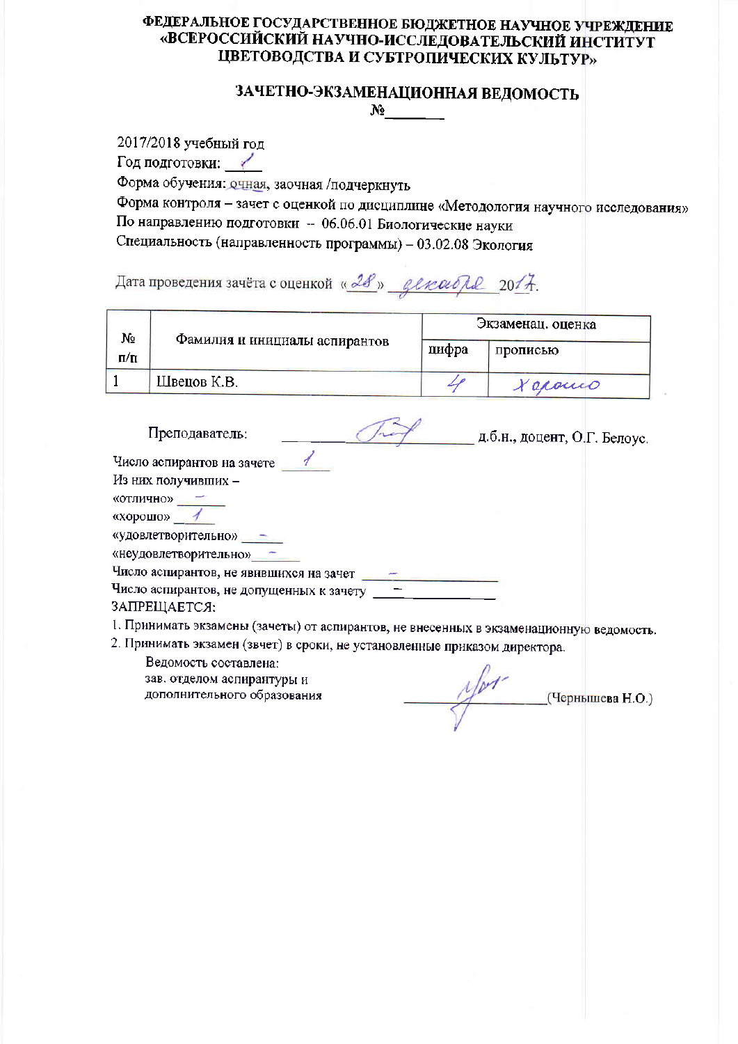**ФЕДЕРАЛЬНОЕ ГОСУДАРСТВЕННОЕ БЮДЖЕТНОЕ НАУЧНОЕ УЧРЕЖДЕНИЕ**
**«ВСЕРОССИЙСКИЙ НАУЧНО-ИССЛЕДОВАТЕЛЬСКИЙ ИНСТИТУТ**
**ЦВЕТОВОДСТВА И СУБТРОПИЧЕСКИХ КУЛЬТУР»**

# ЗАЧЕТНО-ЭКЗАМЕНАЦИОННАЯ ВЕДОМОСТЬ

№_______

2017/2018 учебный год

Год подготовки: 1

Форма обучения: очная, заочная /подчеркнуть

Форма контроля – зачет с оценкой по дисциплине «Методология научного исследования»

По направлению подготовки -- 06.06.01 Биологические науки

Специальность (направленность программы) – 03.02.08 Экология

Дата проведения зачёта с оценкой «28» декабря 2017.

| № п/п | Фамилия и инициалы аспирантов | Экзаменац. оценка | |
|---|---|---|---|
| | | цифра | прописью |
| 1 | Швецов К.В. | 4 | хорошо |

Преподаватель: _______________ д.б.н., доцент, О.Г. Белоус.

Число аспирантов на зачете 1

Из них получивших –

«отлично» –

«хорошо» 1

«удовлетворительно» –

«неудовлетворительно» –

Число аспирантов, не явившихся на зачет –

Число аспирантов, не допущенных к зачету –

ЗАПРЕЩАЕТСЯ:

1. Принимать экзамены (зачеты) от аспирантов, не внесенных в экзаменационную ведомость.
2. Принимать экзамен (звчет) в сроки, не установленные приказом директора.

Ведомость составлена:
зав. отделом аспирантуры и
дополнительного образования _______________ (Чернышева Н.О.)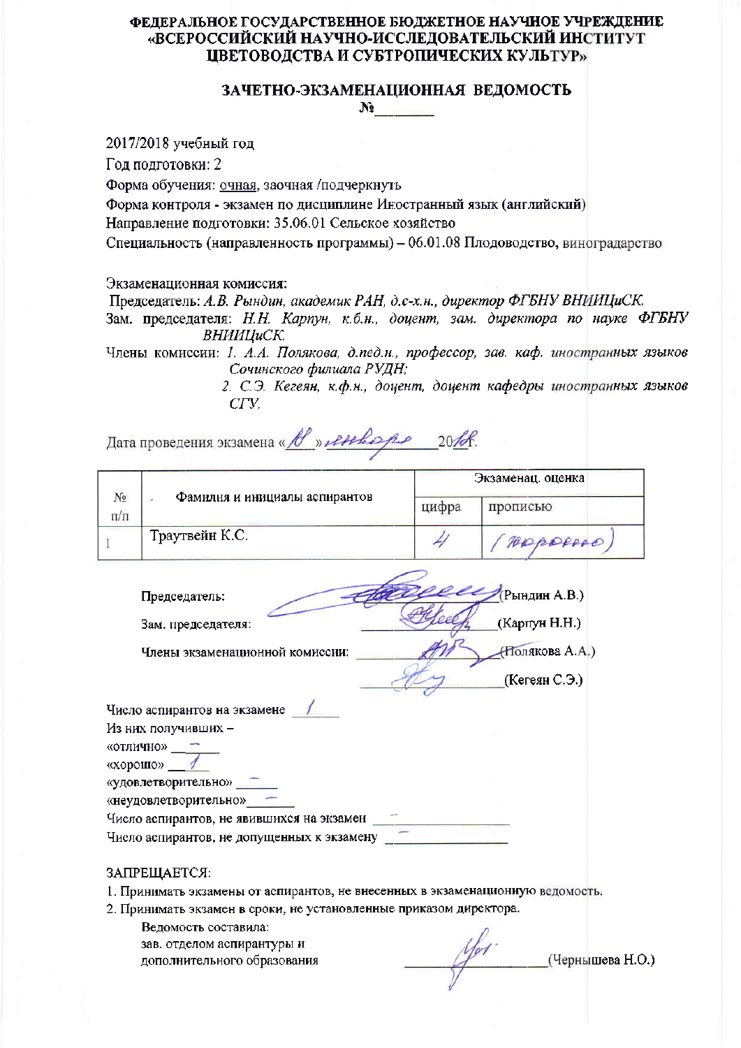**ФЕДЕРАЛЬНОЕ ГОСУДАРСТВЕННОЕ БЮДЖЕТНОЕ НАУЧНОЕ УЧРЕЖДЕНИЕ «ВСЕРОССИЙСКИЙ НАУЧНО-ИССЛЕДОВАТЕЛЬСКИЙ ИНСТИТУТ ЦВЕТОВОДСТВА И СУБТРОПИЧЕСКИХ КУЛЬТУР»**

## ЗАЧЕТНО-ЭКЗАМЕНАЦИОННАЯ ВЕДОМОСТЬ

**№\_\_\_\_\_\_\_**

2017/2018 учебный год

Год подготовки: 2

Форма обучения: очная, заочная /подчеркнуть

Форма контроля - экзамен по дисциплине Иностранный язык (английский)

Направление подготовки: 35.06.01 Сельское хозяйство

Специальность (направленность программы) – 06.01.08 Плодоводство, виноградарство

Экзаменационная комиссия:

Председатель: *А.В. Рындин, академик РАН, д.с-х.н., директор ФГБНУ ВНИИЦиСК.*

Зам. председателя: *Н.Н. Карпун, к.б.н., доцент, зам. директора по науке ФГБНУ ВНИИЦиСК.*

Члены комиссии: *1. А.А. Полякова, д.пед.н., профессор, зав. каф. иностранных языков Сочинского филиала РУДН;*

*2. С.Э. Кегеян, к.ф.н., доцент, доцент кафедры иностранных языков СГУ.*

Дата проведения экзамена «18» января 2018 г.

| № п/п | Фамилия и инициалы аспирантов | Экзаменац. оценка | |
|---|---|---|---|
| | | цифра | прописью |
| 1 | Траутвейн К.С. | 4 | (хорошо) |

Председатель: \_\_\_\_\_\_\_\_\_\_ (Рындин А.В.)

Зам. председателя: \_\_\_\_\_\_\_\_\_\_ (Карпун Н.Н.)

Члены экзаменационной комиссии: \_\_\_\_\_\_\_\_\_\_ (Полякова А.А.)

\_\_\_\_\_\_\_\_\_\_ (Кегеян С.Э.)

Число аспирантов на экзамене 1

Из них получивших –

«отлично» –

«хорошо» 1

«удовлетворительно» –

«неудовлетворительно» –

Число аспирантов, не явившихся на экзамен –

Число аспирантов, не допущенных к экзамену –

ЗАПРЕЩАЕТСЯ:

1. Принимать экзамены от аспирантов, не внесенных в экзаменационную ведомость.
2. Принимать экзамен в сроки, не установленные приказом директора.

Ведомость составила:
зав. отделом аспирантуры и дополнительного образования \_\_\_\_\_\_\_\_\_\_ (Чернышева Н.О.)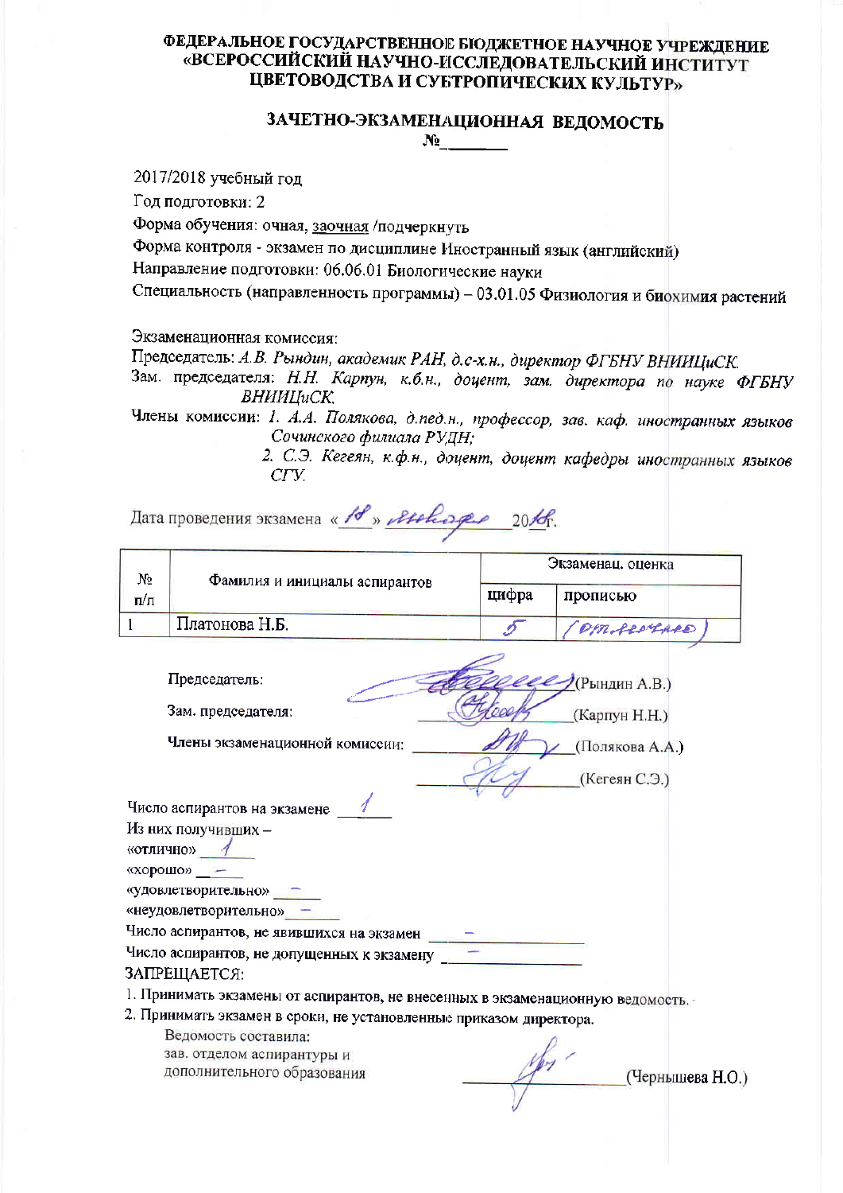**ФЕДЕРАЛЬНОЕ ГОСУДАРСТВЕННОЕ БЮДЖЕТНОЕ НАУЧНОЕ УЧРЕЖДЕНИЕ «ВСЕРОССИЙСКИЙ НАУЧНО-ИССЛЕДОВАТЕЛЬСКИЙ ИНСТИТУТ ЦВЕТОВОДСТВА И СУБТРОПИЧЕСКИХ КУЛЬТУР»**

# ЗАЧЕТНО-ЭКЗАМЕНАЦИОННАЯ ВЕДОМОСТЬ

№________

2017/2018 учебный год

Год подготовки: 2

Форма обучения: очная, заочная /подчеркнуть

Форма контроля - экзамен по дисциплине Иностранный язык (английский)

Направление подготовки: 06.06.01 Биологические науки

Специальность (направленность программы) – 03.01.05 Физиология и биохимия растений

Экзаменационная комиссия:

Председатель: *А.В. Рындин, академик РАН, д.с-х.н., директор ФГБНУ ВНИИЦиСК.*

Зам. председателя: *Н.Н. Карпун, к.б.н., доцент, зам. директора по науке ФГБНУ ВНИИЦиСК.*

Члены комиссии: *1. А.А. Полякова, д.пед.н., профессор, зав. каф. иностранных языков Сочинского филиала РУДН;*

*2. С.Э. Кегеян, к.ф.н., доцент, доцент кафедры иностранных языков СГУ.*

Дата проведения экзамена «18» января 2018г.

| № п/п | Фамилия и инициалы аспирантов | Экзаменац. оценка | |
|---|---|---|---|
| | | цифра | прописью |
| 1 | Платонова Н.Б. | 5 | (отлично) |

Председатель: ____________ (Рындин А.В.)

Зам. председателя: ____________ (Карпун Н.Н.)

Члены экзаменационной комиссии: ____________ (Полякова А.А.)

____________ (Кегеян С.Э.)

Число аспирантов на экзамене 1

Из них получивших –

«отлично» 1

«хорошо» –

«удовлетворительно» –

«неудовлетворительно» –

Число аспирантов, не явившихся на экзамен –

Число аспирантов, не допущенных к экзамену –

ЗАПРЕЩАЕТСЯ:

1. Принимать экзамены от аспирантов, не внесенных в экзаменационную ведомость.
2. Принимать экзамен в сроки, не установленные приказом директора.

Ведомость составила:
зав. отделом аспирантуры и дополнительного образования ____________ (Чернышева Н.О.)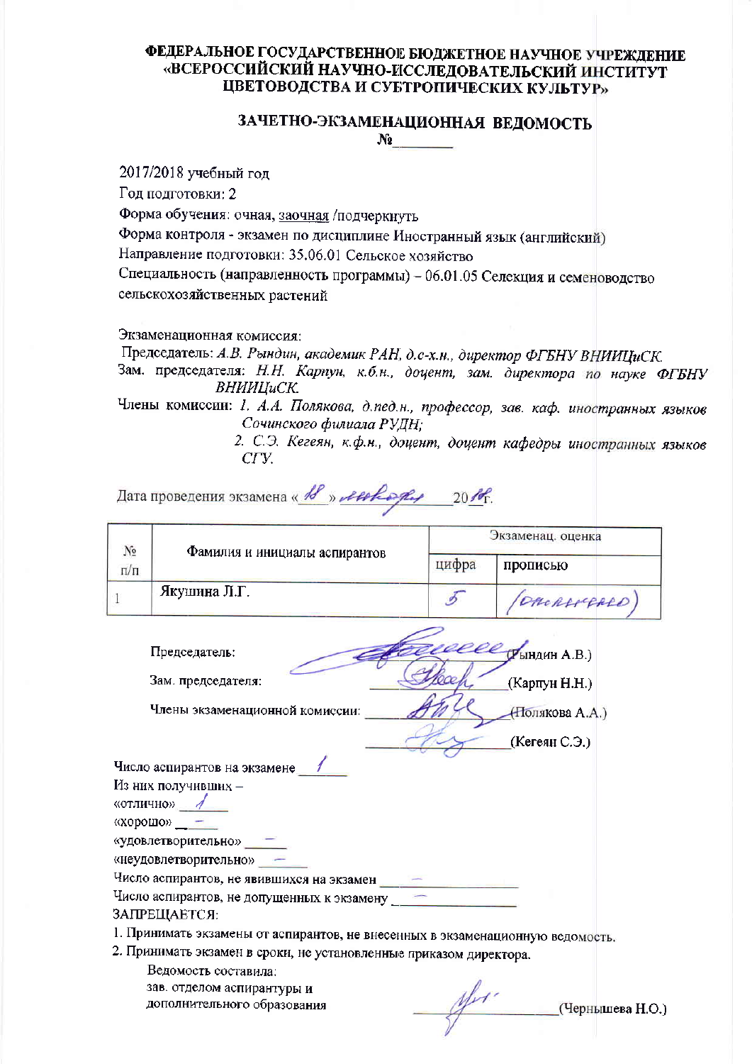**ФЕДЕРАЛЬНОЕ ГОСУДАРСТВЕННОЕ БЮДЖЕТНОЕ НАУЧНОЕ УЧРЕЖДЕНИЕ «ВСЕРОССИЙСКИЙ НАУЧНО-ИССЛЕДОВАТЕЛЬСКИЙ ИНСТИТУТ ЦВЕТОВОДСТВА И СУБТРОПИЧЕСКИХ КУЛЬТУР»**

## ЗАЧЕТНО-ЭКЗАМЕНАЦИОННАЯ ВЕДОМОСТЬ

**№________**

2017/2018 учебный год

Год подготовки: 2

Форма обучения: очная, заочная /подчеркнуть

Форма контроля - экзамен по дисциплине Иностранный язык (английский)

Направление подготовки: 35.06.01 Сельское хозяйство

Специальность (направленность программы) – 06.01.05 Селекция и семеноводство сельскохозяйственных растений

Экзаменационная комиссия:

Председатель: *А.В. Рындин, академик РАН, д.с-х.н., директор ФГБНУ ВНИИЦиСК.*

Зам. председателя: *Н.Н. Карпун, к.б.н., доцент, зам. директора по науке ФГБНУ ВНИИЦиСК.*

Члены комиссии: *1. А.А. Полякова, д.пед.н., профессор, зав. каф. иностранных языков Сочинского филиала РУДН;*

*2. С.Э. Кегеян, к.ф.н., доцент, доцент кафедры иностранных языков СГУ.*

Дата проведения экзамена « 18 » января 2018 г.

| № п/п | Фамилия и инициалы аспирантов | Экзаменац. оценка | |
|---|---|---|---|
| | | цифра | прописью |
| 1 | Якушина Л.Г. | 5 | (отлично) |

Председатель: ____________ (Рындин А.В.)

Зам. председателя: ____________ (Карпун Н.Н.)

Члены экзаменационной комиссии: ____________ (Полякова А.А.)

____________ (Кегеян С.Э.)

Число аспирантов на экзамене 1

Из них получивших –

«отлично» 1

«хорошо» –

«удовлетворительно» –

«неудовлетворительно» –

Число аспирантов, не явившихся на экзамен –

Число аспирантов, не допущенных к экзамену –

ЗАПРЕЩАЕТСЯ:

1. Принимать экзамены от аспирантов, не внесенных в экзаменационную ведомость.
2. Принимать экзамен в сроки, не установленные приказом директора.

Ведомость составила:
зав. отделом аспирантуры и дополнительного образования ____________ (Чернышева Н.О.)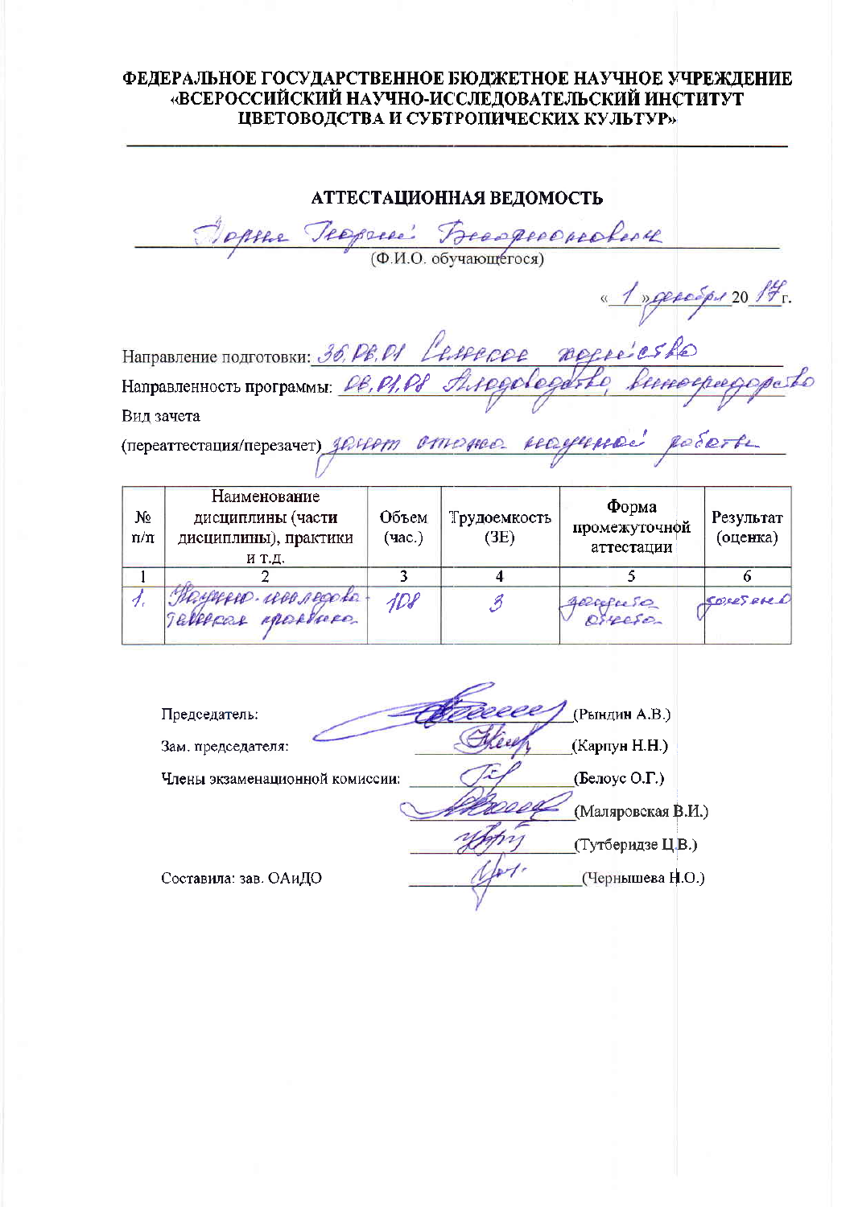**ФЕДЕРАЛЬНОЕ ГОСУДАРСТВЕННОЕ БЮДЖЕТНОЕ НАУЧНОЕ УЧРЕЖДЕНИЕ «ВСЕРОССИЙСКИЙ НАУЧНО-ИССЛЕДОВАТЕЛЬСКИЙ ИНСТИТУТ ЦВЕТОВОДСТВА И СУБТРОПИЧЕСКИХ КУЛЬТУР»**

---

## АТТЕСТАЦИОННАЯ ВЕДОМОСТЬ

Дорна Георгий Владимирович
(Ф.И.О. обучающегося)

«1» декабря 2019 г.

Направление подготовки: 35.06.01 Сельское хозяйство

Направленность программы: 06.01.08 Плодоводство, виноградарство

Вид зачета
(переаттестация/перезачет) зачет отчета научной работы

| № п/п | Наименование дисциплины (части дисциплины), практики и т.д. | Объем (час.) | Трудоемкость (ЗЕ) | Форма промежуточной аттестации | Результат (оценка) |
|---|---|---|---|---|---|
| 1 | 2 | 3 | 4 | 5 | 6 |
| 1. | Научно-исследовательская практика | 108 | 3 | зачет с оценкой | отлично |

Председатель: ____________ (Рындин А.В.)

Зам. председателя: ____________ (Карпун Н.Н.)

Члены экзаменационной комиссии: ____________ (Белоус О.Г.)

____________ (Маляровская В.И.)

____________ (Тутберидзе Ц.В.)

Составила: зав. ОАиДО ____________ (Чернышева Н.О.)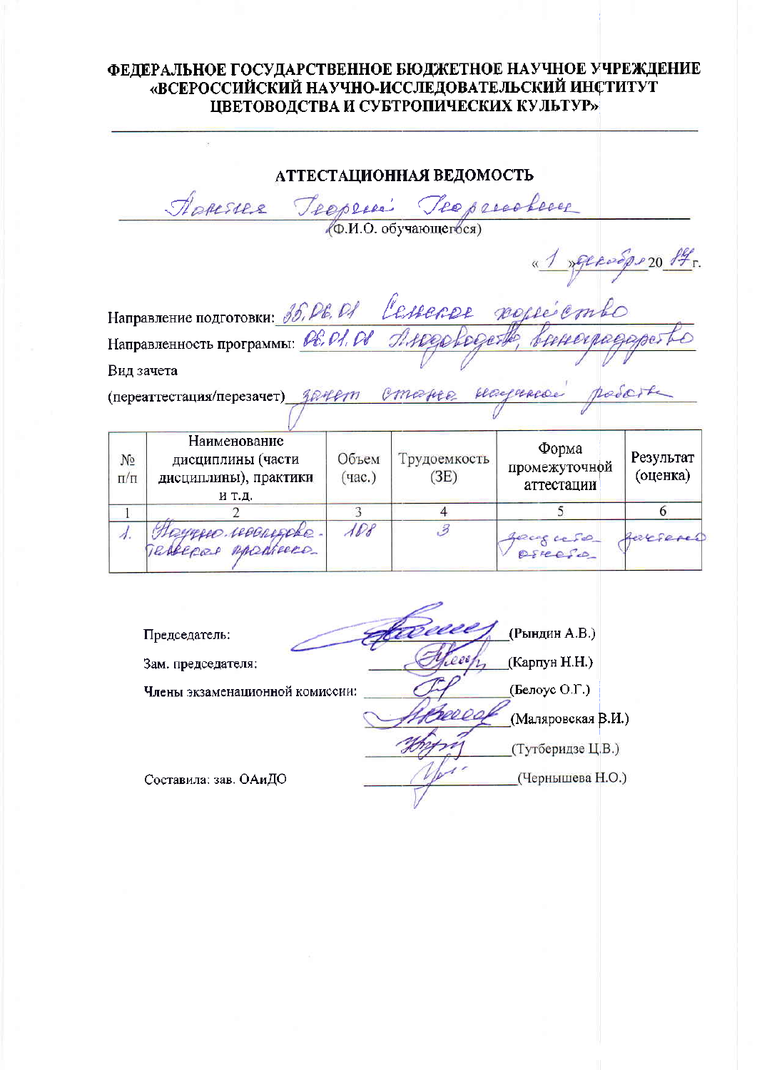**ФЕДЕРАЛЬНОЕ ГОСУДАРСТВЕННОЕ БЮДЖЕТНОЕ НАУЧНОЕ УЧРЕЖДЕНИЕ «ВСЕРОССИЙСКИЙ НАУЧНО-ИССЛЕДОВАТЕЛЬСКИЙ ИНСТИТУТ ЦВЕТОВОДСТВА И СУБТРОПИЧЕСКИХ КУЛЬТУР»**

## АТТЕСТАЦИОННАЯ ВЕДОМОСТЬ

Ломия Георгий Георгиевич
(Ф.И.О. обучающегося)

«1» декабря 2019 г.

Направление подготовки: 35.06.01 Сельское хозяйство

Направленность программы: 06.01.08 Плодоводство, виноградарство

Вид зачета

(переаттестация/перезачет) зачет отчета научной работы

| № п/п | Наименование дисциплины (части дисциплины), практики и т.д. | Объем (час.) | Трудоемкость (ЗЕ) | Форма промежуточной аттестации | Результат (оценка) |
|---|---|---|---|---|---|
| 1 | 2 | 3 | 4 | 5 | 6 |
| 1. | Научно-исследовательская практика | 108 | 3 | зачет с оценкой | зачтено |

Председатель: (Рындин А.В.)

Зам. председателя: (Карпун Н.Н.)

Члены экзаменационной комиссии: (Белоус О.Г.)

(Маляровская В.И.)

(Тутберидзе Ц.В.)

Составила: зав. ОАиДО (Чернышева Н.О.)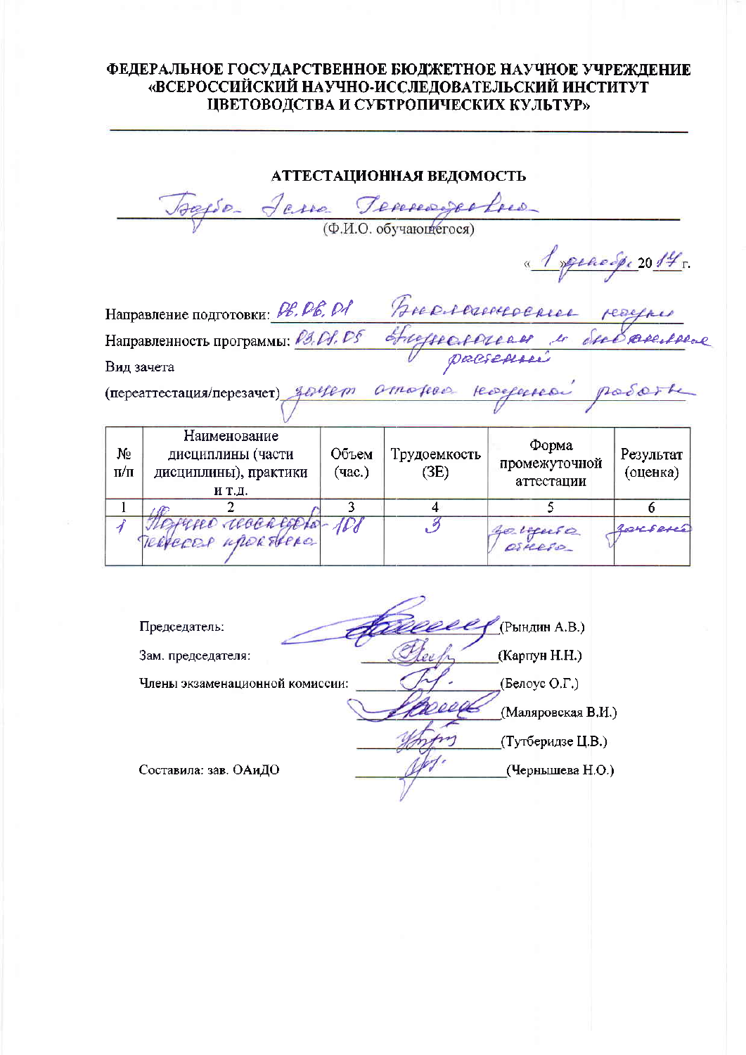**ФЕДЕРАЛЬНОЕ ГОСУДАРСТВЕННОЕ БЮДЖЕТНОЕ НАУЧНОЕ УЧРЕЖДЕНИЕ «ВСЕРОССИЙСКИЙ НАУЧНО-ИССЛЕДОВАТЕЛЬСКИЙ ИНСТИТУТ ЦВЕТОВОДСТВА И СУБТРОПИЧЕСКИХ КУЛЬТУР»**

## АТТЕСТАЦИОННАЯ ВЕДОМОСТЬ

Бедьо Елена Геннадьевна
(Ф.И.О. обучающегося)

«1» декабря 2017 г.

Направление подготовки: 06.06.01 Биологические науки

Направленность программы: 03.01.05 Физиология и биохимия растений

Вид зачета

(переаттестация/перезачет) зачет отчета научной работы

| № п/п | Наименование дисциплины (части дисциплины), практики и т.д. | Объем (час.) | Трудоемкость (ЗЕ) | Форма промежуточной аттестации | Результат (оценка) |
|---|---|---|---|---|---|
| 1 | 2 | 3 | 4 | 5 | 6 |
| 1 | Научно-исследовательская практика | 108 | 3 | зачет с оценкой | зачтено |

Председатель: (Рындин А.В.)

Зам. председателя: (Карпун Н.Н.)

Члены экзаменационной комиссии: (Белоус О.Г.)

(Маляровская В.И.)

(Тутберидзе Ц.В.)

Составила: зав. ОАиДО (Чернышева Н.О.)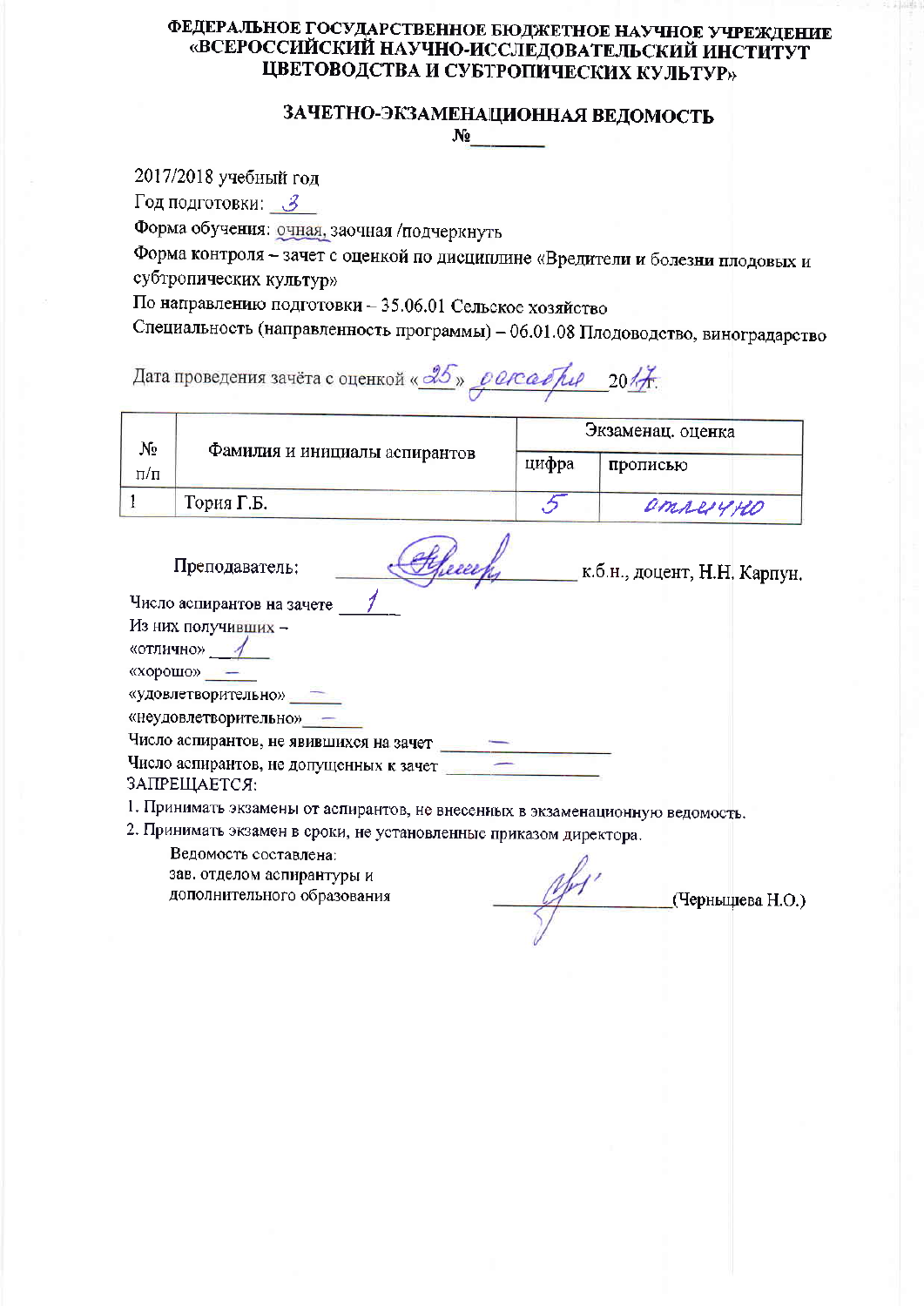**ФЕДЕРАЛЬНОЕ ГОСУДАРСТВЕННОЕ БЮДЖЕТНОЕ НАУЧНОЕ УЧРЕЖДЕНИЕ «ВСЕРОССИЙСКИЙ НАУЧНО-ИССЛЕДОВАТЕЛЬСКИЙ ИНСТИТУТ ЦВЕТОВОДСТВА И СУБТРОПИЧЕСКИХ КУЛЬТУР»**

# ЗАЧЕТНО-ЭКЗАМЕНАЦИОННАЯ ВЕДОМОСТЬ

№________

2017/2018 учебный год

Год подготовки: 3

Форма обучения: очная, заочная /подчеркнуть

Форма контроля – зачет с оценкой по дисциплине «Вредители и болезни плодовых и субтропических культур»

По направлению подготовки – 35.06.01 Сельское хозяйство

Специальность (направленность программы) – 06.01.08 Плодоводство, виноградарство

Дата проведения зачёта с оценкой «25» декабря 2017г.

| № п/п | Фамилия и инициалы аспирантов | Экзаменац. оценка | |
|---|---|---|---|
| | | цифра | прописью |
| 1 | Тория Г.Б. | 5 | отлично |

Преподаватель: ________________ к.б.н., доцент, Н.Н. Карпун.

Число аспирантов на зачете 1

Из них получивших –

«отлично» 1

«хорошо» –

«удовлетворительно» –

«неудовлетворительно» –

Число аспирантов, не явившихся на зачет –

Число аспирантов, не допущенных к зачет –

ЗАПРЕЩАЕТСЯ:

1. Принимать экзамены от аспирантов, не внесенных в экзаменационную ведомость.
2. Принимать экзамен в сроки, не установленные приказом директора.

Ведомость составлена:
зав. отделом аспирантуры и дополнительного образования ________________(Чернышева Н.О.)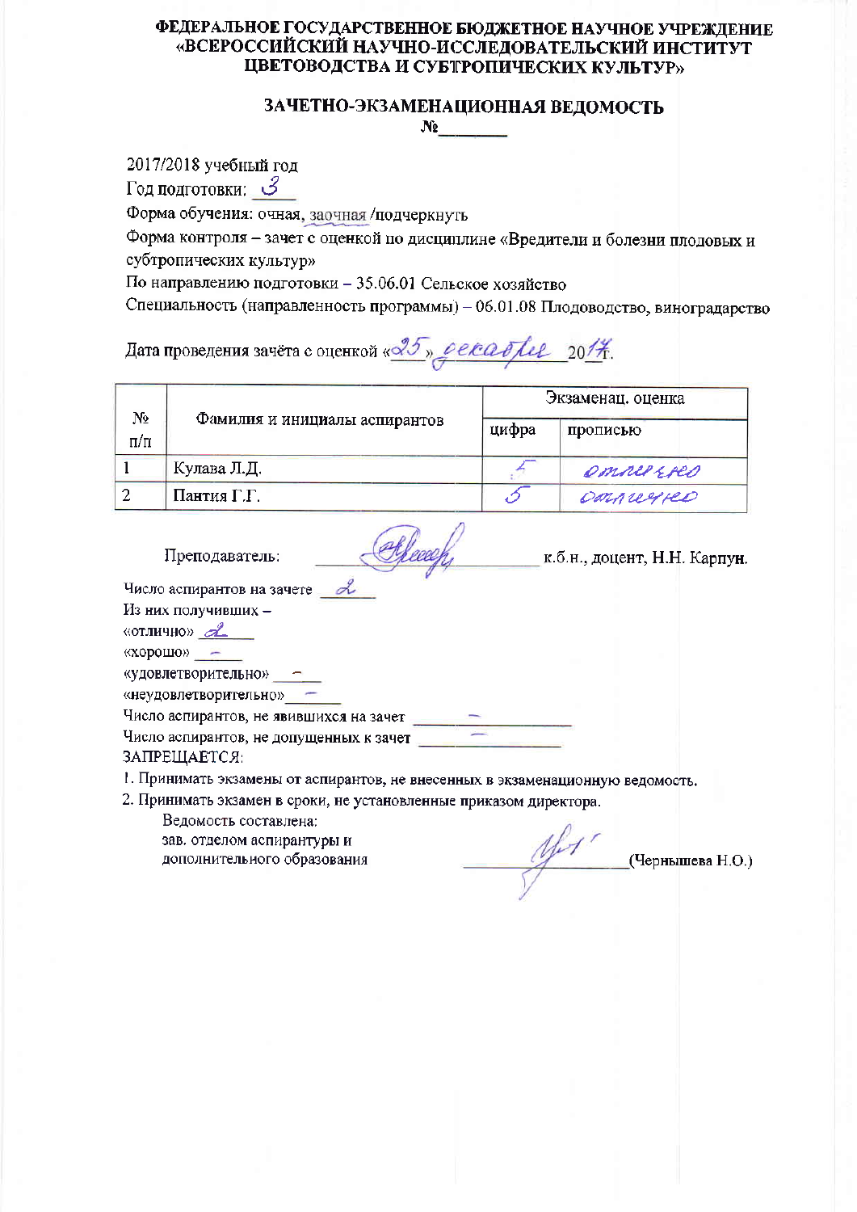**ФЕДЕРАЛЬНОЕ ГОСУДАРСТВЕННОЕ БЮДЖЕТНОЕ НАУЧНОЕ УЧРЕЖДЕНИЕ «ВСЕРОССИЙСКИЙ НАУЧНО-ИССЛЕДОВАТЕЛЬСКИЙ ИНСТИТУТ ЦВЕТОВОДСТВА И СУБТРОПИЧЕСКИХ КУЛЬТУР»**

## ЗАЧЕТНО-ЭКЗАМЕНАЦИОННАЯ ВЕДОМОСТЬ

№________

2017/2018 учебный год

Год подготовки: 3

Форма обучения: очная, заочная /подчеркнуть

Форма контроля – зачет с оценкой по дисциплине «Вредители и болезни плодовых и субтропических культур»

По направлению подготовки – 35.06.01 Сельское хозяйство

Специальность (направленность программы) – 06.01.08 Плодоводство, виноградарство

Дата проведения зачёта с оценкой «25» декабря 2017г.

| № п/п | Фамилия и инициалы аспирантов | Экзаменац. оценка | |
|---|---|---|---|
| | | цифра | прописью |
| 1 | Кулава Л.Д. | 5 | отлично |
| 2 | Пантия Г.Г. | 5 | отлично |

Преподаватель: _____________ к.б.н., доцент, Н.Н. Карпун.

Число аспирантов на зачете 2

Из них получивших –

«отлично» 2

«хорошо» –

«удовлетворительно» –

«неудовлетворительно» –

Число аспирантов, не явившихся на зачет –

Число аспирантов, не допущенных к зачет –

ЗАПРЕЩАЕТСЯ:

1. Принимать экзамены от аспирантов, не внесенных в экзаменационную ведомость.
2. Принимать экзамен в сроки, не установленные приказом директора.

Ведомость составлена:
зав. отделом аспирантуры и
дополнительного образования _____________ (Чернышева Н.О.)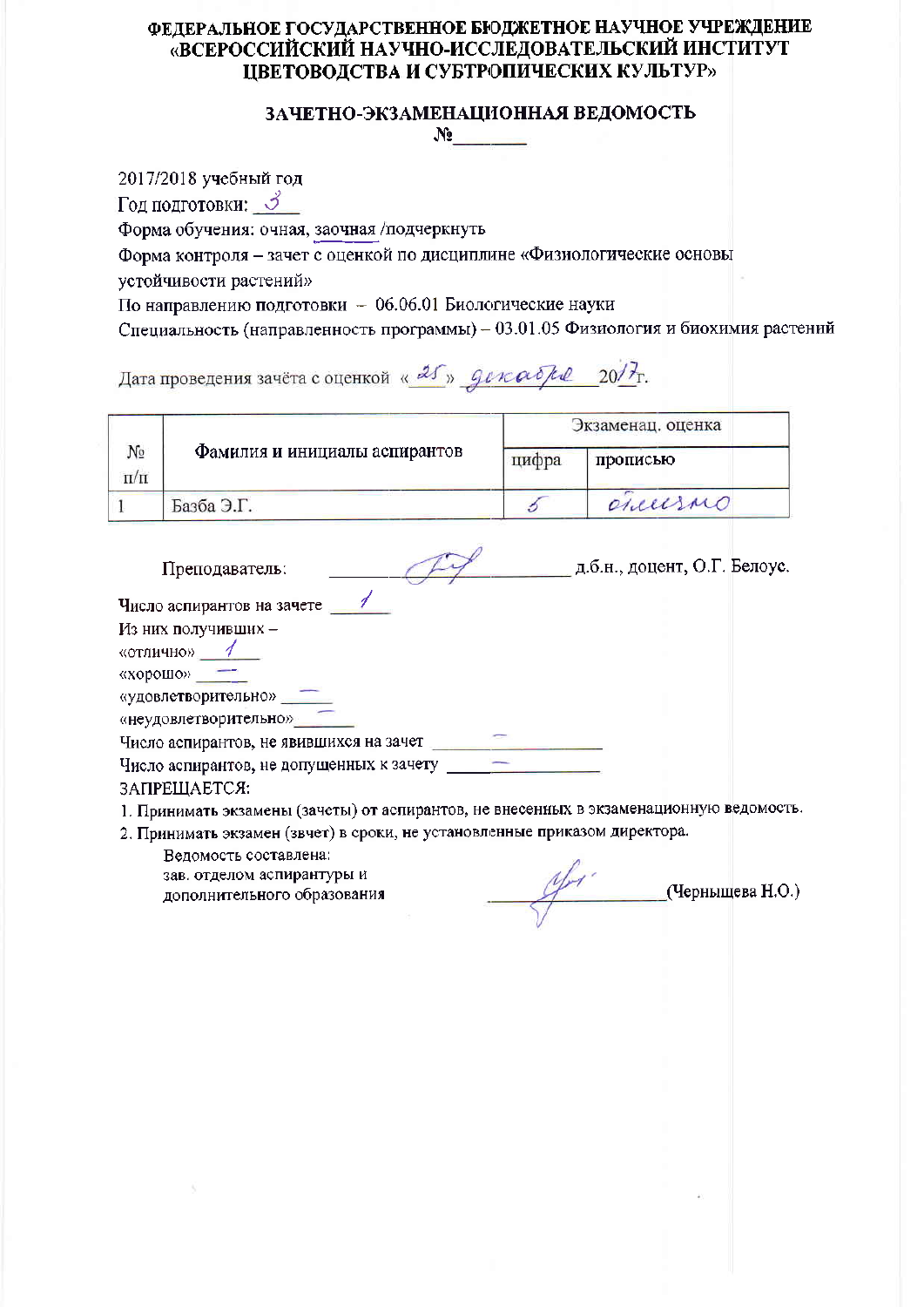**ФЕДЕРАЛЬНОЕ ГОСУДАРСТВЕННОЕ БЮДЖЕТНОЕ НАУЧНОЕ УЧРЕЖДЕНИЕ «ВСЕРОССИЙСКИЙ НАУЧНО-ИССЛЕДОВАТЕЛЬСКИЙ ИНСТИТУТ ЦВЕТОВОДСТВА И СУБТРОПИЧЕСКИХ КУЛЬТУР»**

## ЗАЧЕТНО-ЭКЗАМЕНАЦИОННАЯ ВЕДОМОСТЬ

**№\_\_\_\_\_\_\_**

2017/2018 учебный год

Год подготовки: 3

Форма обучения: очная, заочная /подчеркнуть

Форма контроля – зачет с оценкой по дисциплине «Физиологические основы устойчивости растений»

По направлению подготовки – 06.06.01 Биологические науки

Специальность (направленность программы) – 03.01.05 Физиология и биохимия растений

Дата проведения зачёта с оценкой «25» декабря 2017г.

| № п/п | Фамилия и инициалы аспирантов | Экзаменац. оценка | |
|---|---|---|---|
| | | цифра | прописью |
| 1 | Базба Э.Г. | 5 | отлично |

Преподаватель: \_\_\_\_\_\_\_\_\_\_\_\_ д.б.н., доцент, О.Г. Белоус.

Число аспирантов на зачете 1

Из них получивших –

«отлично» 1

«хорошо» —

«удовлетворительно» —

«неудовлетворительно» —

Число аспирантов, не явившихся на зачет —

Число аспирантов, не допущенных к зачету —

ЗАПРЕЩАЕТСЯ:

1. Принимать экзамены (зачеты) от аспирантов, не внесенных в экзаменационную ведомость.
2. Принимать экзамен (зачет) в сроки, не установленные приказом директора.

Ведомость составлена:
зав. отделом аспирантуры и дополнительного образования \_\_\_\_\_\_\_\_\_\_\_\_ (Чернышева Н.О.)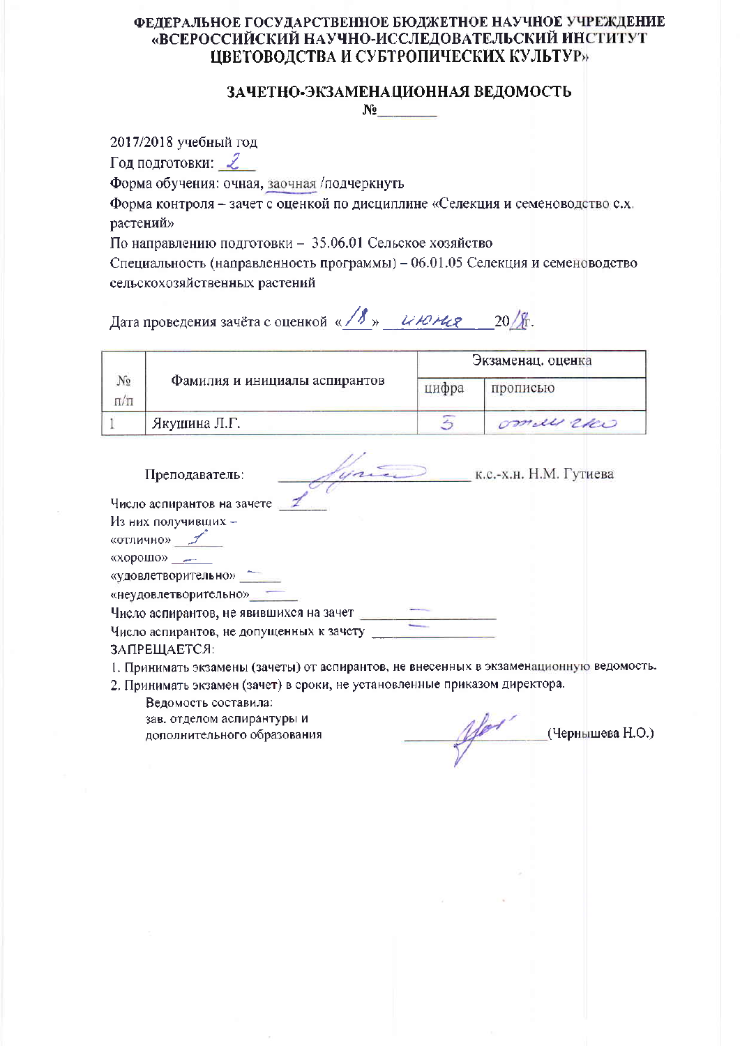**ФЕДЕРАЛЬНОЕ ГОСУДАРСТВЕННОЕ БЮДЖЕТНОЕ НАУЧНОЕ УЧРЕЖДЕНИЕ «ВСЕРОССИЙСКИЙ НАУЧНО-ИССЛЕДОВАТЕЛЬСКИЙ ИНСТИТУТ ЦВЕТОВОДСТВА И СУБТРОПИЧЕСКИХ КУЛЬТУР»**

## ЗАЧЕТНО-ЭКЗАМЕНАЦИОННАЯ ВЕДОМОСТЬ

№________

2017/2018 учебный год

Год подготовки: 2

Форма обучения: очная, <u>заочная</u> /подчеркнуть

Форма контроля – зачет с оценкой по дисциплине «Селекция и семеноводство с.х. растений»

По направлению подготовки – 35.06.01 Сельское хозяйство

Специальность (направленность программы) – 06.01.05 Селекция и семеноводство сельскохозяйственных растений

Дата проведения зачёта с оценкой «18» июня 2018г.

| № п/п | Фамилия и инициалы аспирантов | Экзаменац. оценка | |
|---|---|---|---|
| | | цифра | прописью |
| 1 | Якушина Л.Г. | 5 | отлично |

Преподаватель: ________________ к.с.-х.н. Н.М. Гутиева

Число аспирантов на зачете 1

Из них получивших –

«отлично» 1

«хорошо» –

«удовлетворительно» –

«неудовлетворительно» –

Число аспирантов, не явившихся на зачет –

Число аспирантов, не допущенных к зачету –

ЗАПРЕЩАЕТСЯ:

1. Принимать экзамены (зачеты) от аспирантов, не внесенных в экзаменационную ведомость.
2. Принимать экзамен (зачет) в сроки, не установленные приказом директора.

Ведомость составила:
зав. отделом аспирантуры и дополнительного образования ________________ (Чернышева Н.О.)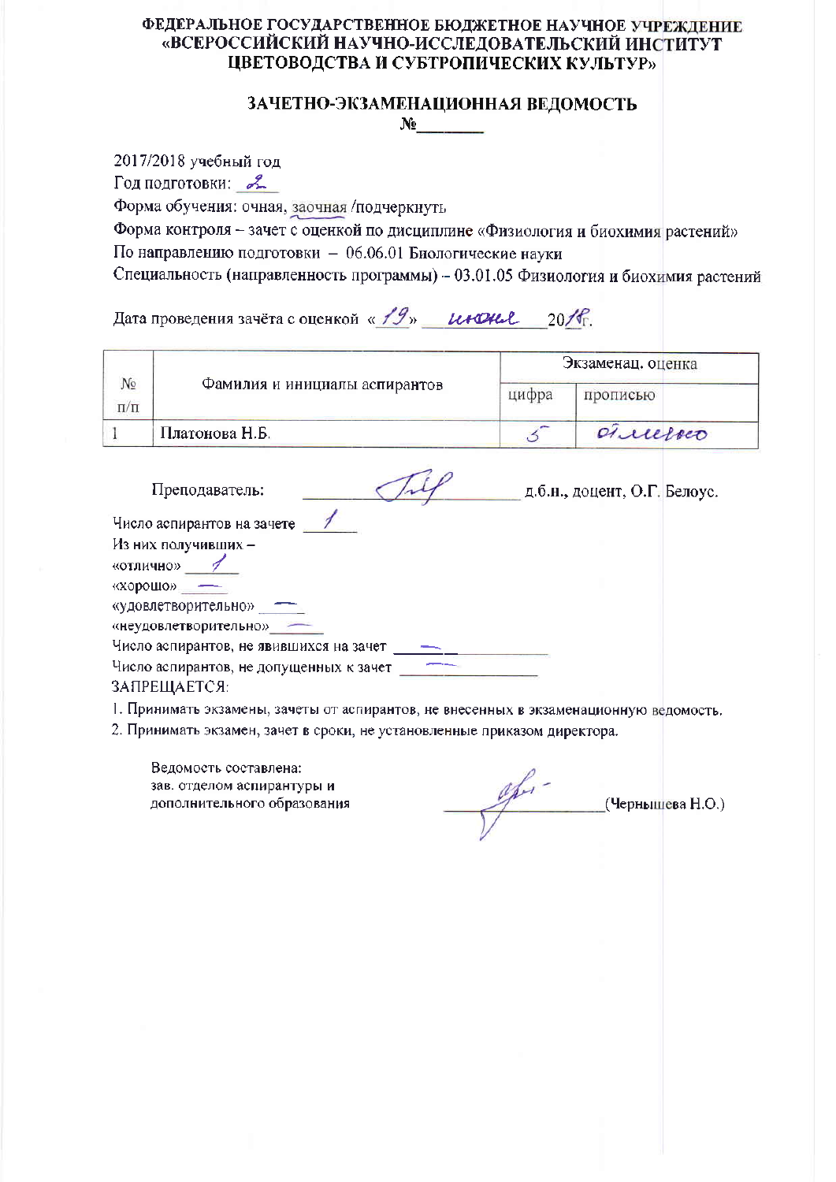**ФЕДЕРАЛЬНОЕ ГОСУДАРСТВЕННОЕ БЮДЖЕТНОЕ НАУЧНОЕ УЧРЕЖДЕНИЕ «ВСЕРОССИЙСКИЙ НАУЧНО-ИССЛЕДОВАТЕЛЬСКИЙ ИНСТИТУТ ЦВЕТОВОДСТВА И СУБТРОПИЧЕСКИХ КУЛЬТУР»**

## ЗАЧЕТНО-ЭКЗАМЕНАЦИОННАЯ ВЕДОМОСТЬ

**№\_\_\_\_\_\_\_\_**

2017/2018 учебный год

Год подготовки: 2

Форма обучения: очная, заочная /подчеркнуть

Форма контроля – зачет с оценкой по дисциплине «Физиология и биохимия растений»

По направлению подготовки – 06.06.01 Биологические науки

Специальность (направленность программы) – 03.01.05 Физиология и биохимия растений

Дата проведения зачёта с оценкой «19» июня 2018г.

| № п/п | Фамилия и инициалы аспирантов | Экзаменац. оценка | |
|---|---|---|---|
| | | цифра | прописью |
| 1 | Платонова Н.Б. | 5 | отлично |

Преподаватель: \_\_\_\_\_\_\_\_\_\_\_\_\_\_ д.б.н., доцент, О.Г. Белоус.

Число аспирантов на зачете 1

Из них получивших –

«отлично» 1

«хорошо» —

«удовлетворительно» —

«неудовлетворительно» —

Число аспирантов, не явившихся на зачет —

Число аспирантов, не допущенных к зачет —

ЗАПРЕЩАЕТСЯ:

1. Принимать экзамены, зачеты от аспирантов, не внесенных в экзаменационную ведомость.
2. Принимать экзамен, зачет в сроки, не установленные приказом директора.

Ведомость составлена:
зав. отделом аспирантуры и
дополнительного образования \_\_\_\_\_\_\_\_\_\_\_\_\_\_(Чернышева Н.О.)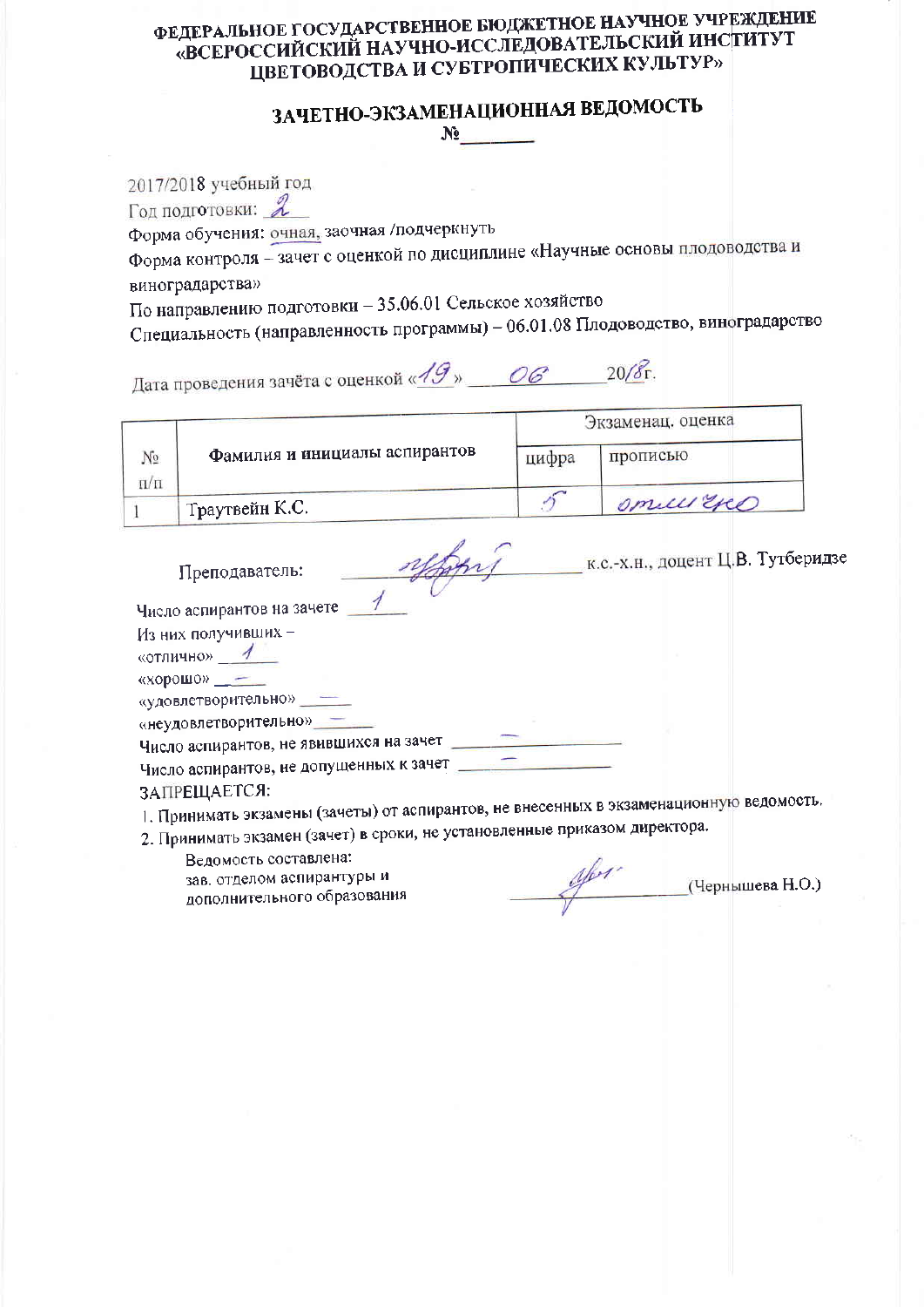# ФЕДЕРАЛЬНОЕ ГОСУДАРСТВЕННОЕ БЮДЖЕТНОЕ НАУЧНОЕ УЧРЕЖДЕНИЕ «ВСЕРОССИЙСКИЙ НАУЧНО-ИССЛЕДОВАТЕЛЬСКИЙ ИНСТИТУТ ЦВЕТОВОДСТВА И СУБТРОПИЧЕСКИХ КУЛЬТУР»

## ЗАЧЕТНО-ЭКЗАМЕНАЦИОННАЯ ВЕДОМОСТЬ

№________

2017/2018 учебный год

Год подготовки: 2

Форма обучения: очная, заочная /подчеркнуть

Форма контроля – зачет с оценкой по дисциплине «Научные основы плодоводства и виноградарства»

По направлению подготовки – 35.06.01 Сельское хозяйство

Специальность (направленность программы) – 06.01.08 Плодоводство, виноградарство

Дата проведения зачёта с оценкой «19» 06 2018г.

| № п/п | Фамилия и инициалы аспирантов | Экзаменац. оценка | |
|---|---|---|---|
| | | цифра | прописью |
| 1 | Траутвейн К.С. | 5 | отлично |

Преподаватель: _______________ к.с.-х.н., доцент Ц.В. Тутберидзе

Число аспирантов на зачете 1

Из них получивших –

«отлично» 1

«хорошо» –

«удовлетворительно» –

«неудовлетворительно» –

Число аспирантов, не явившихся на зачет –

Число аспирантов, не допущенных к зачет –

ЗАПРЕЩАЕТСЯ:

1. Принимать экзамены (зачеты) от аспирантов, не внесенных в экзаменационную ведомость.
2. Принимать экзамен (зачет) в сроки, не установленные приказом директора.

Ведомость составлена:
зав. отделом аспирантуры и дополнительного образования _______________ (Чернышева Н.О.)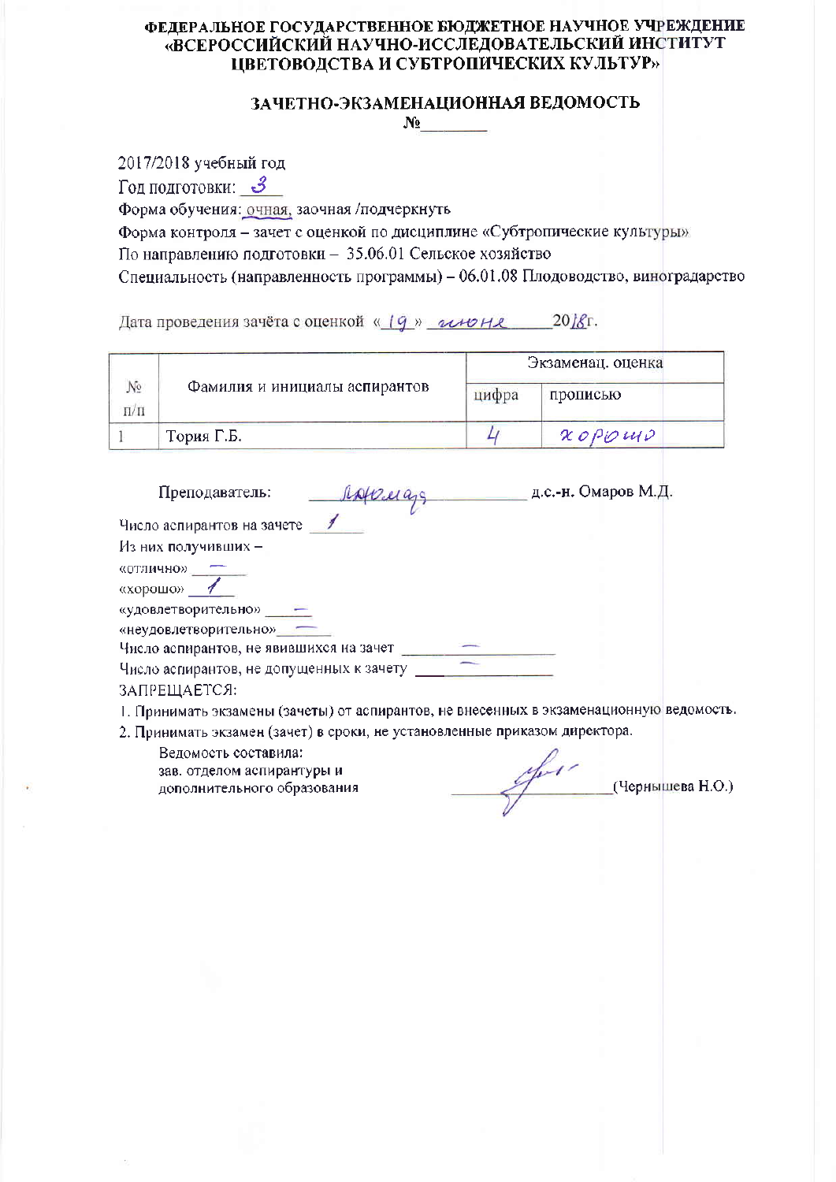**ФЕДЕРАЛЬНОЕ ГОСУДАРСТВЕННОЕ БЮДЖЕТНОЕ НАУЧНОЕ УЧРЕЖДЕНИЕ «ВСЕРОССИЙСКИЙ НАУЧНО-ИССЛЕДОВАТЕЛЬСКИЙ ИНСТИТУТ ЦВЕТОВОДСТВА И СУБТРОПИЧЕСКИХ КУЛЬТУР»**

## ЗАЧЕТНО-ЭКЗАМЕНАЦИОННАЯ ВЕДОМОСТЬ

**№________**

2017/2018 учебный год

Год подготовки: 3

Форма обучения: очная, заочная /подчеркнуть

Форма контроля – зачет с оценкой по дисциплине «Субтропические культуры»

По направлению подготовки – 35.06.01 Сельское хозяйство

Специальность (направленность программы) – 06.01.08 Плодоводство, виноградарство

Дата проведения зачёта с оценкой «19» июня 2018г.

| № п/п | Фамилия и инициалы аспирантов | Экзаменац. оценка | |
|---|---|---|---|
| | | цифра | прописью |
| 1 | Тория Г.Б. | 4 | хорошо |

Преподаватель: ____________ д.с.-н. Омаров М.Д.

Число аспирантов на зачете 1

Из них получивших –

«отлично» –

«хорошо» 1

«удовлетворительно» –

«неудовлетворительно» –

Число аспирантов, не явившихся на зачет –

Число аспирантов, не допущенных к зачету –

ЗАПРЕЩАЕТСЯ:

1. Принимать экзамены (зачеты) от аспирантов, не внесенных в экзаменационную ведомость.
2. Принимать экзамен (зачет) в сроки, не установленные приказом директора.

Ведомость составила:
зав. отделом аспирантуры и дополнительного образования ____________ (Чернышева Н.О.)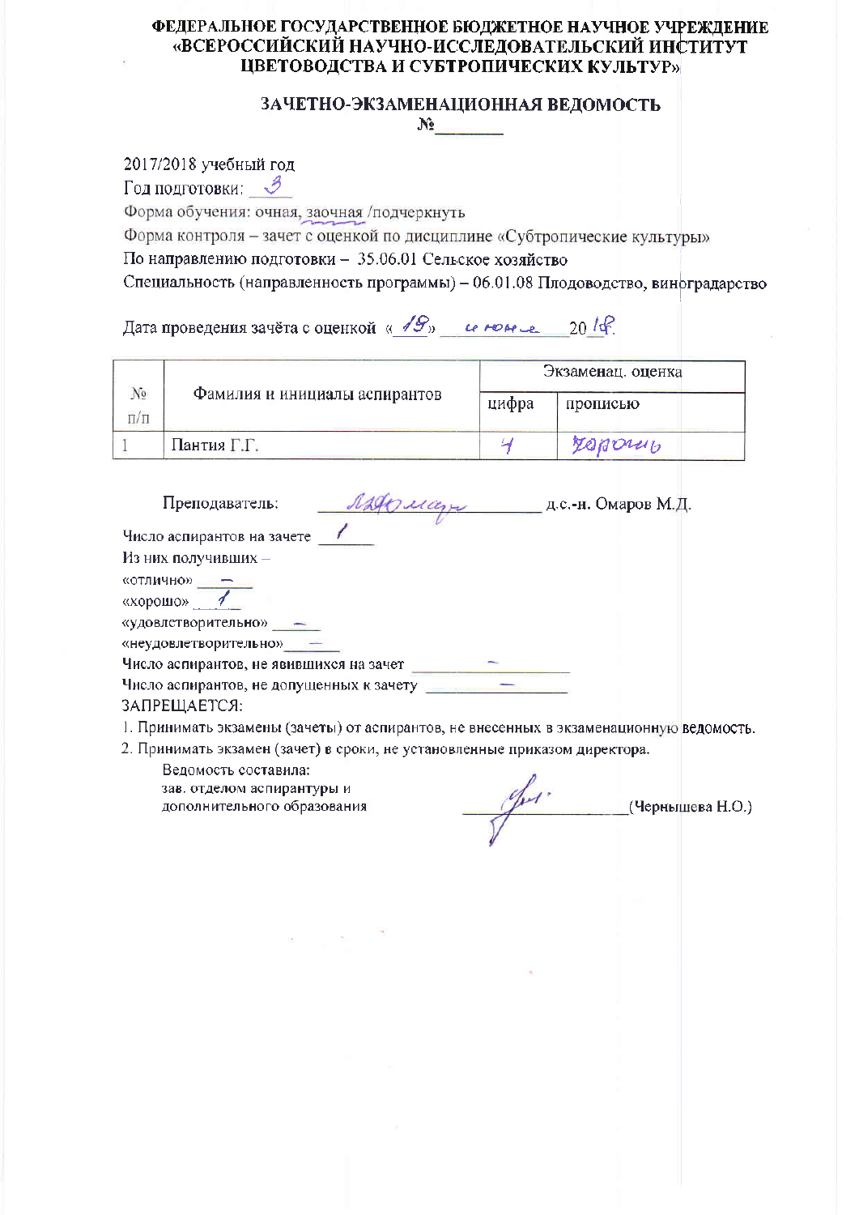**ФЕДЕРАЛЬНОЕ ГОСУДАРСТВЕННОЕ БЮДЖЕТНОЕ НАУЧНОЕ УЧРЕЖДЕНИЕ «ВСЕРОССИЙСКИЙ НАУЧНО-ИССЛЕДОВАТЕЛЬСКИЙ ИНСТИТУТ ЦВЕТОВОДСТВА И СУБТРОПИЧЕСКИХ КУЛЬТУР»**

## ЗАЧЕТНО-ЭКЗАМЕНАЦИОННАЯ ВЕДОМОСТЬ

№________

2017/2018 учебный год

Год подготовки: 3

Форма обучения: очная, заочная /подчеркнуть

Форма контроля – зачет с оценкой по дисциплине «Субтропические культуры»

По направлению подготовки – 35.06.01 Сельское хозяйство

Специальность (направленность программы) – 06.01.08 Плодоводство, виноградарство

Дата проведения зачёта с оценкой «18» июня 2018

| № п/п | Фамилия и инициалы аспирантов | Экзаменац. оценка | |
|---|---|---|---|
| | | цифра | прописью |
| 1 | Пантия Г.Г. | 4 | хорошо |

Преподаватель: ______________ д.с.-н. Омаров М.Д.

Число аспирантов на зачете 1

Из них получивших –

«отлично» –

«хорошо» 1

«удовлетворительно» –

«неудовлетворительно» –

Число аспирантов, не явившихся на зачет –

Число аспирантов, не допущенных к зачету –

ЗАПРЕЩАЕТСЯ:

1. Принимать экзамены (зачеты) от аспирантов, не внесенных в экзаменационную ведомость.
2. Принимать экзамен (зачет) в сроки, не установленные приказом директора.

Ведомость составила:
зав. отделом аспирантуры и дополнительного образования ______________ (Чернышева Н.О.)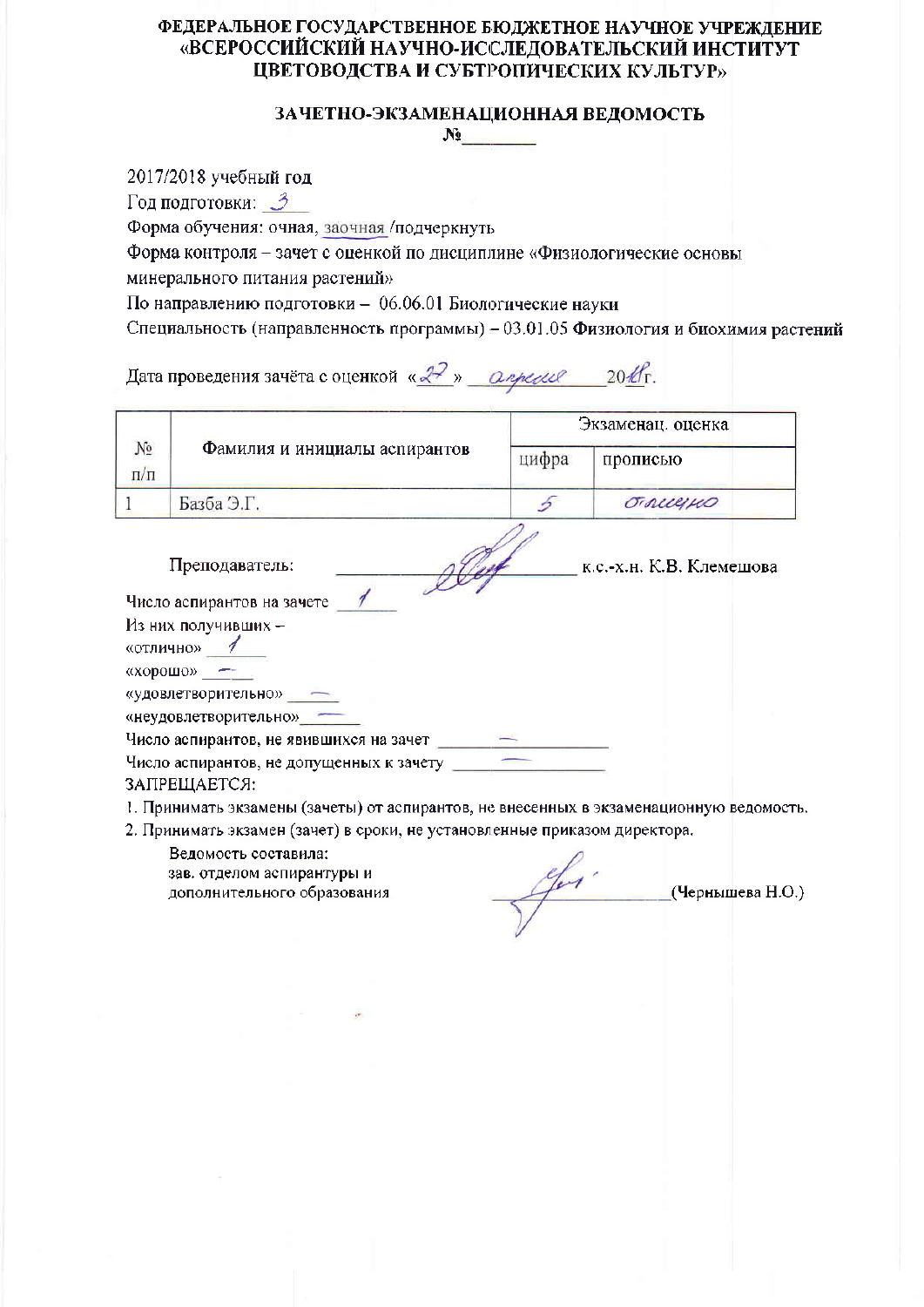**ФЕДЕРАЛЬНОЕ ГОСУДАРСТВЕННОЕ БЮДЖЕТНОЕ НАУЧНОЕ УЧРЕЖДЕНИЕ «ВСЕРОССИЙСКИЙ НАУЧНО-ИССЛЕДОВАТЕЛЬСКИЙ ИНСТИТУТ ЦВЕТОВОДСТВА И СУБТРОПИЧЕСКИХ КУЛЬТУР»**

## ЗАЧЕТНО-ЭКЗАМЕНАЦИОННАЯ ВЕДОМОСТЬ

№________

2017/2018 учебный год

Год подготовки: 3

Форма обучения: очная, заочная /подчеркнуть

Форма контроля – зачет с оценкой по дисциплине «Физиологические основы минерального питания растений»

По направлению подготовки – 06.06.01 Биологические науки

Специальность (направленность программы) – 03.01.05 Физиология и биохимия растений

Дата проведения зачёта с оценкой «27» апреля 2018г.

| № п/п | Фамилия и инициалы аспирантов | Экзаменац. оценка | |
|---|---|---|---|
| | | цифра | прописью |
| 1 | Базба Э.Г. | 5 | отлично |

Преподаватель: ____________ к.с.-х.н. К.В. Клемешова

Число аспирантов на зачете 1

Из них получивших –

«отлично» 1

«хорошо» –

«удовлетворительно» –

«неудовлетворительно» –

Число аспирантов, не явившихся на зачет –

Число аспирантов, не допущенных к зачету –

ЗАПРЕЩАЕТСЯ:

1. Принимать экзамены (зачеты) от аспирантов, не внесенных в экзаменационную ведомость.
2. Принимать экзамен (зачет) в сроки, не установленные приказом директора.

Ведомость составила:
зав. отделом аспирантуры и
дополнительного образования ____________ (Чернышева Н.О.)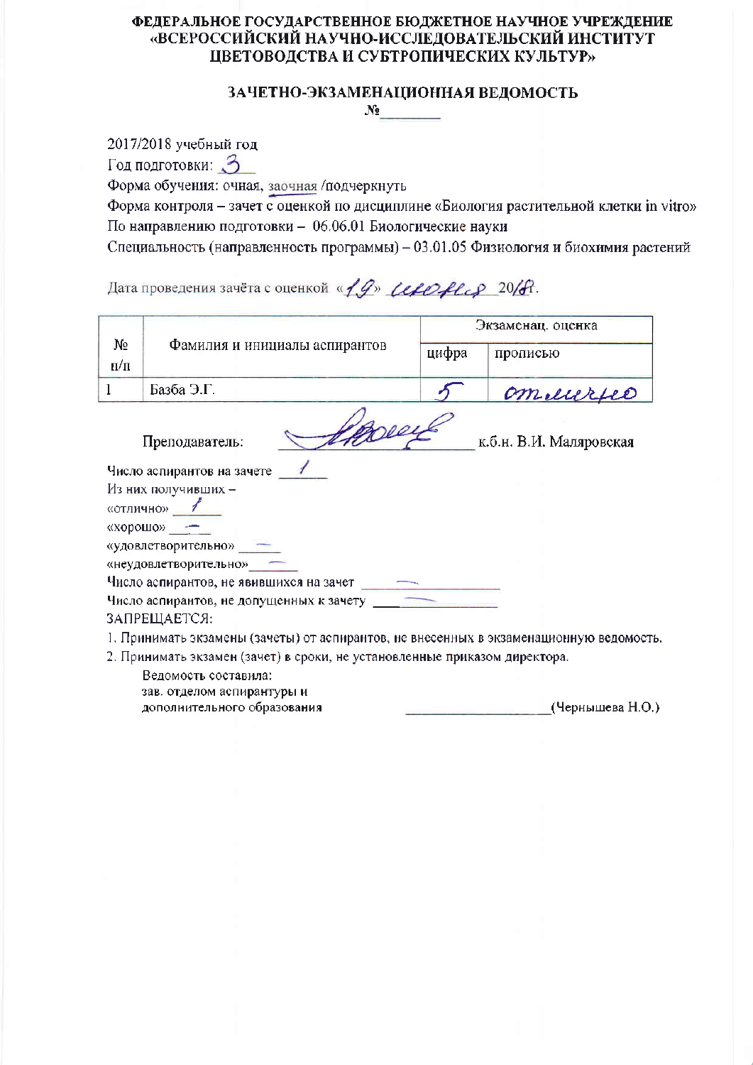**ФЕДЕРАЛЬНОЕ ГОСУДАРСТВЕННОЕ БЮДЖЕТНОЕ НАУЧНОЕ УЧРЕЖДЕНИЕ «ВСЕРОССИЙСКИЙ НАУЧНО-ИССЛЕДОВАТЕЛЬСКИЙ ИНСТИТУТ ЦВЕТОВОДСТВА И СУБТРОПИЧЕСКИХ КУЛЬТУР»**

**ЗАЧЕТНО-ЭКЗАМЕНАЦИОННАЯ ВЕДОМОСТЬ**

**№\_\_\_\_\_\_\_\_**

2017/2018 учебный год

Год подготовки: 3

Форма обучения: очная, заочная /подчеркнуть

Форма контроля – зачет с оценкой по дисциплине «Биология растительной клетки in vitro»

По направлению подготовки – 06.06.01 Биологические науки

Специальность (направленность программы) – 03.01.05 Физиология и биохимия растений

Дата проведения зачёта с оценкой «19» июня 2018г.

| № п/п | Фамилия и инициалы аспирантов | Экзаменац. оценка | |
|---|---|---|---|
| | | цифра | прописью |
| 1 | Базба Э.Г. | 5 | отлично |

Преподаватель: \_\_\_\_\_\_\_\_\_\_\_\_\_\_\_\_ к.б.н. В.И. Маляровская

Число аспирантов на зачете 1

Из них получивших –

«отлично» 1

«хорошо» –

«удовлетворительно» –

«неудовлетворительно» –

Число аспирантов, не явившихся на зачет –

Число аспирантов, не допущенных к зачету –

ЗАПРЕЩАЕТСЯ:

1. Принимать экзамены (зачеты) от аспирантов, не внесенных в экзаменационную ведомость.
2. Принимать экзамен (зачет) в сроки, не установленные приказом директора.

Ведомость составила:
зав. отделом аспирантуры и
дополнительного образования \_\_\_\_\_\_\_\_\_\_\_\_\_\_\_\_\_\_\_\_(Чернышева Н.О.)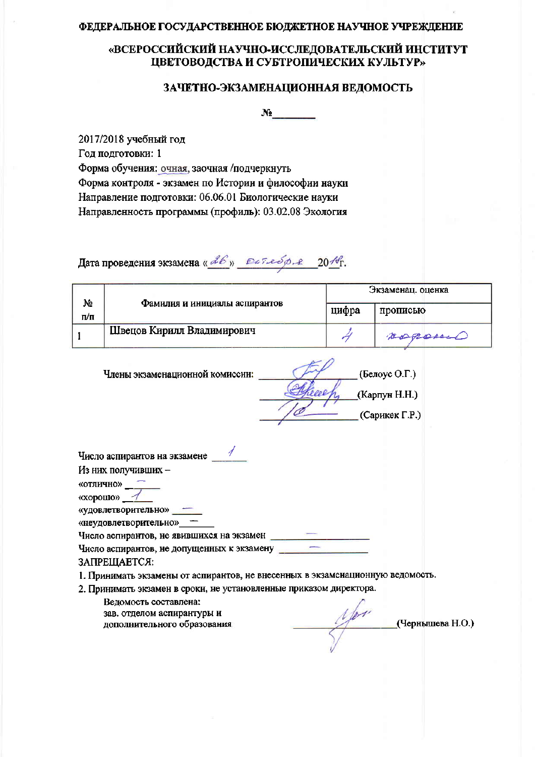**ФЕДЕРАЛЬНОЕ ГОСУДАРСТВЕННОЕ БЮДЖЕТНОЕ НАУЧНОЕ УЧРЕЖДЕНИЕ**

**«ВСЕРОССИЙСКИЙ НАУЧНО-ИССЛЕДОВАТЕЛЬСКИЙ ИНСТИТУТ ЦВЕТОВОДСТВА И СУБТРОПИЧЕСКИХ КУЛЬТУР»**

**ЗАЧЕТНО-ЭКЗАМЕНАЦИОННАЯ ВЕДОМОСТЬ**

**№________**

2017/2018 учебный год
Год подготовки: 1
Форма обучения: очная, заочная /подчеркнуть
Форма контроля - экзамен по Истории и философии науки
Направление подготовки: 06.06.01 Биологические науки
Направленность программы (профиль): 03.02.08 Экология

Дата проведения экзамена «26» октября 2017г.

| № п/п | Фамилия и инициалы аспирантов | Экзаменац. оценка | |
|---|---|---|---|
| | | цифра | прописью |
| 1 | Швецов Кирилл Владимирович | 4 | хорошо |

Члены экзаменационной комиссии: ________________ (Белоус О.Г.)
________________ (Карпун Н.Н.)
________________ (Сарикек Г.Р.)

Число аспирантов на экзамене 1
Из них получивших –
«отлично» –
«хорошо» 1
«удовлетворительно» –
«неудовлетворительно» –
Число аспирантов, не явившихся на экзамен –
Число аспирантов, не допущенных к экзамену –
ЗАПРЕЩАЕТСЯ:
1. Принимать экзамены от аспирантов, не внесенных в экзаменационную ведомость.
2. Принимать экзамен в сроки, не установленные приказом директора.

Ведомость составлена:
зав. отделом аспирантуры и дополнительного образования ________________ (Чернышева Н.О.)